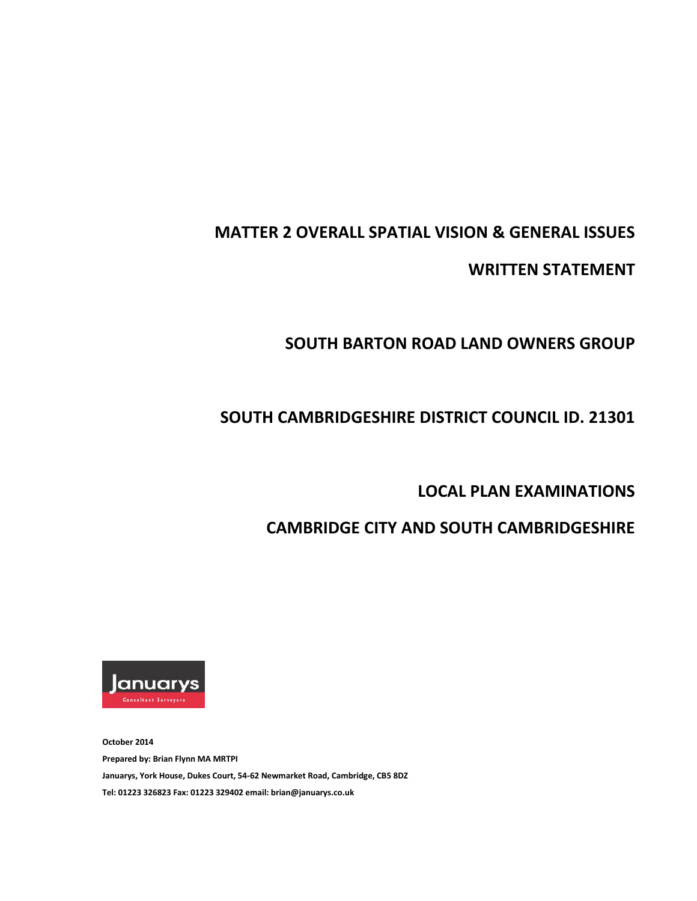# MATTER 2 OVERALL SPATIAL VISION & GENERAL ISSUES

# WRITTEN STATEMENT

## SOUTH BARTON ROAD LAND OWNERS GROUP

## SOUTH CAMBRIDGESHIRE DISTRICT COUNCIL ID. 21301

## LOCAL PLAN EXAMINATIONS

## CAMBRIDGE CITY AND SOUTH CAMBRIDGESHIRE

Januarys
Consultant Surveyors

**October 2014**

**Prepared by: Brian Flynn MA MRTPI**

**Januarys, York House, Dukes Court, 54-62 Newmarket Road, Cambridge, CB5 8DZ**

**Tel: 01223 326823 Fax: 01223 329402 email: brian@januarys.co.uk**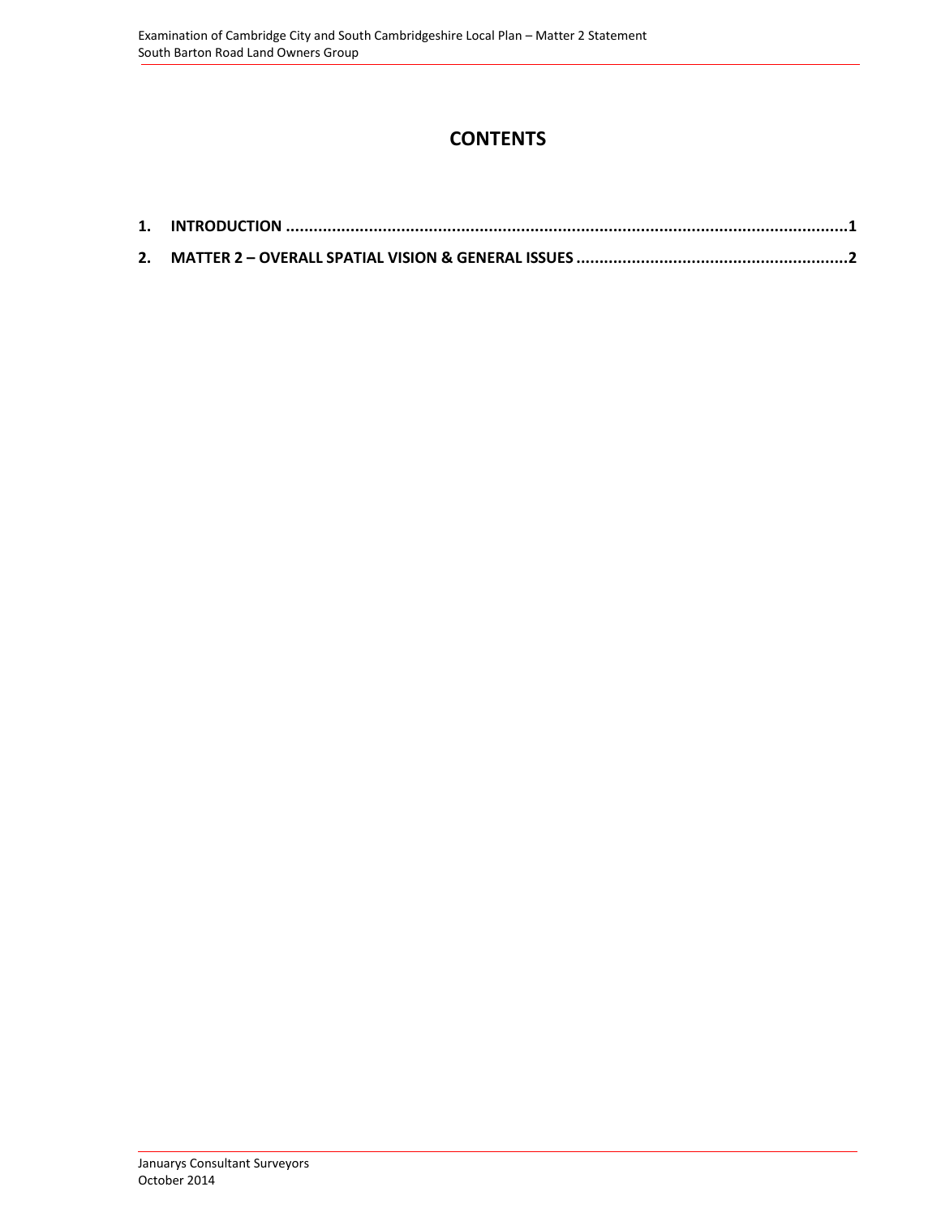# CONTENTS

1. **INTRODUCTION** ........................................................................................................................1
2. **MATTER 2 – OVERALL SPATIAL VISION & GENERAL ISSUES** ...........................................................2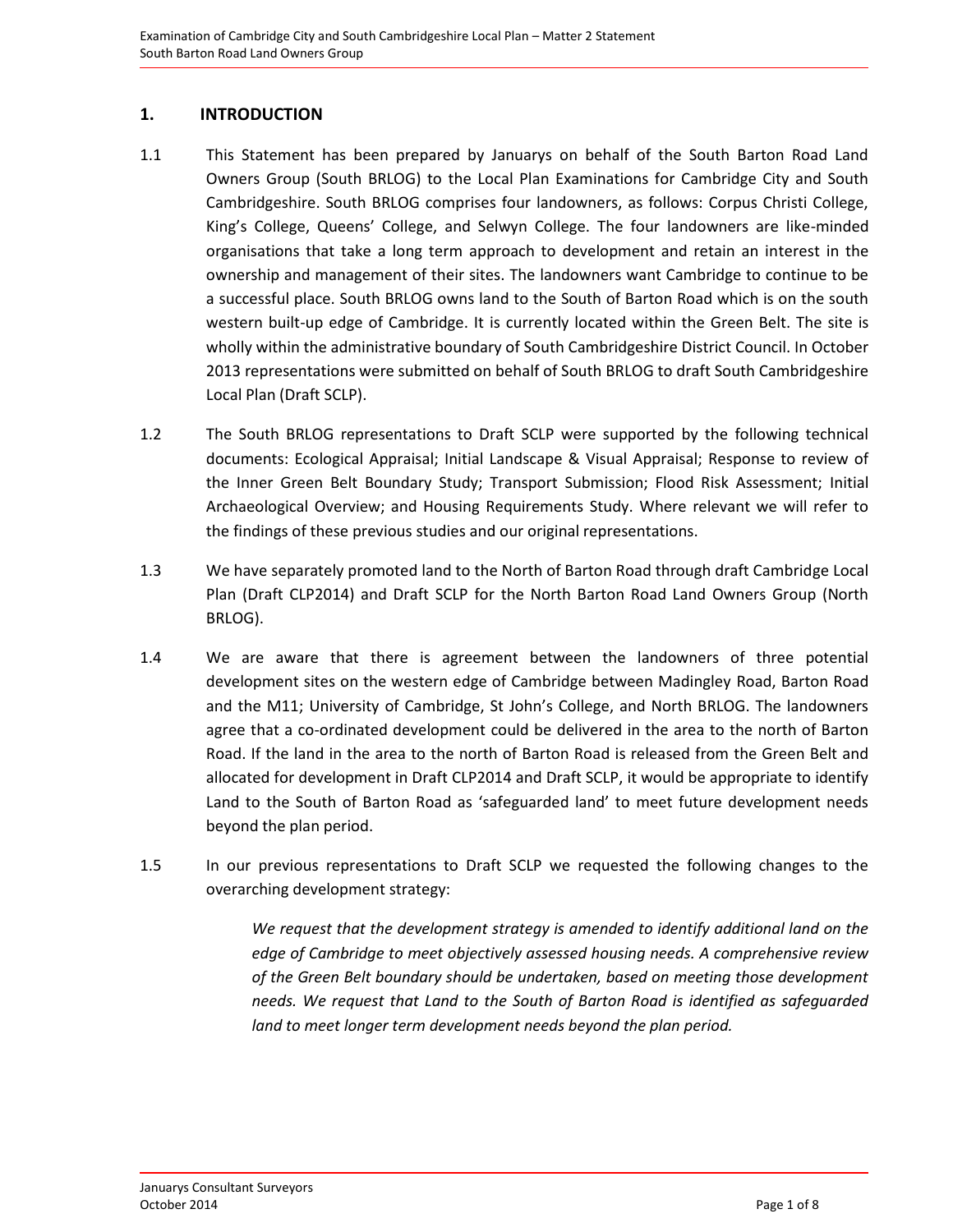## 1. INTRODUCTION

1.1 This Statement has been prepared by Januarys on behalf of the South Barton Road Land Owners Group (South BRLOG) to the Local Plan Examinations for Cambridge City and South Cambridgeshire. South BRLOG comprises four landowners, as follows: Corpus Christi College, King's College, Queens' College, and Selwyn College. The four landowners are like-minded organisations that take a long term approach to development and retain an interest in the ownership and management of their sites. The landowners want Cambridge to continue to be a successful place. South BRLOG owns land to the South of Barton Road which is on the south western built-up edge of Cambridge. It is currently located within the Green Belt. The site is wholly within the administrative boundary of South Cambridgeshire District Council. In October 2013 representations were submitted on behalf of South BRLOG to draft South Cambridgeshire Local Plan (Draft SCLP).

1.2 The South BRLOG representations to Draft SCLP were supported by the following technical documents: Ecological Appraisal; Initial Landscape & Visual Appraisal; Response to review of the Inner Green Belt Boundary Study; Transport Submission; Flood Risk Assessment; Initial Archaeological Overview; and Housing Requirements Study. Where relevant we will refer to the findings of these previous studies and our original representations.

1.3 We have separately promoted land to the North of Barton Road through draft Cambridge Local Plan (Draft CLP2014) and Draft SCLP for the North Barton Road Land Owners Group (North BRLOG).

1.4 We are aware that there is agreement between the landowners of three potential development sites on the western edge of Cambridge between Madingley Road, Barton Road and the M11; University of Cambridge, St John's College, and North BRLOG. The landowners agree that a co-ordinated development could be delivered in the area to the north of Barton Road. If the land in the area to the north of Barton Road is released from the Green Belt and allocated for development in Draft CLP2014 and Draft SCLP, it would be appropriate to identify Land to the South of Barton Road as 'safeguarded land' to meet future development needs beyond the plan period.

1.5 In our previous representations to Draft SCLP we requested the following changes to the overarching development strategy:

> *We request that the development strategy is amended to identify additional land on the edge of Cambridge to meet objectively assessed housing needs. A comprehensive review of the Green Belt boundary should be undertaken, based on meeting those development needs. We request that Land to the South of Barton Road is identified as safeguarded land to meet longer term development needs beyond the plan period.*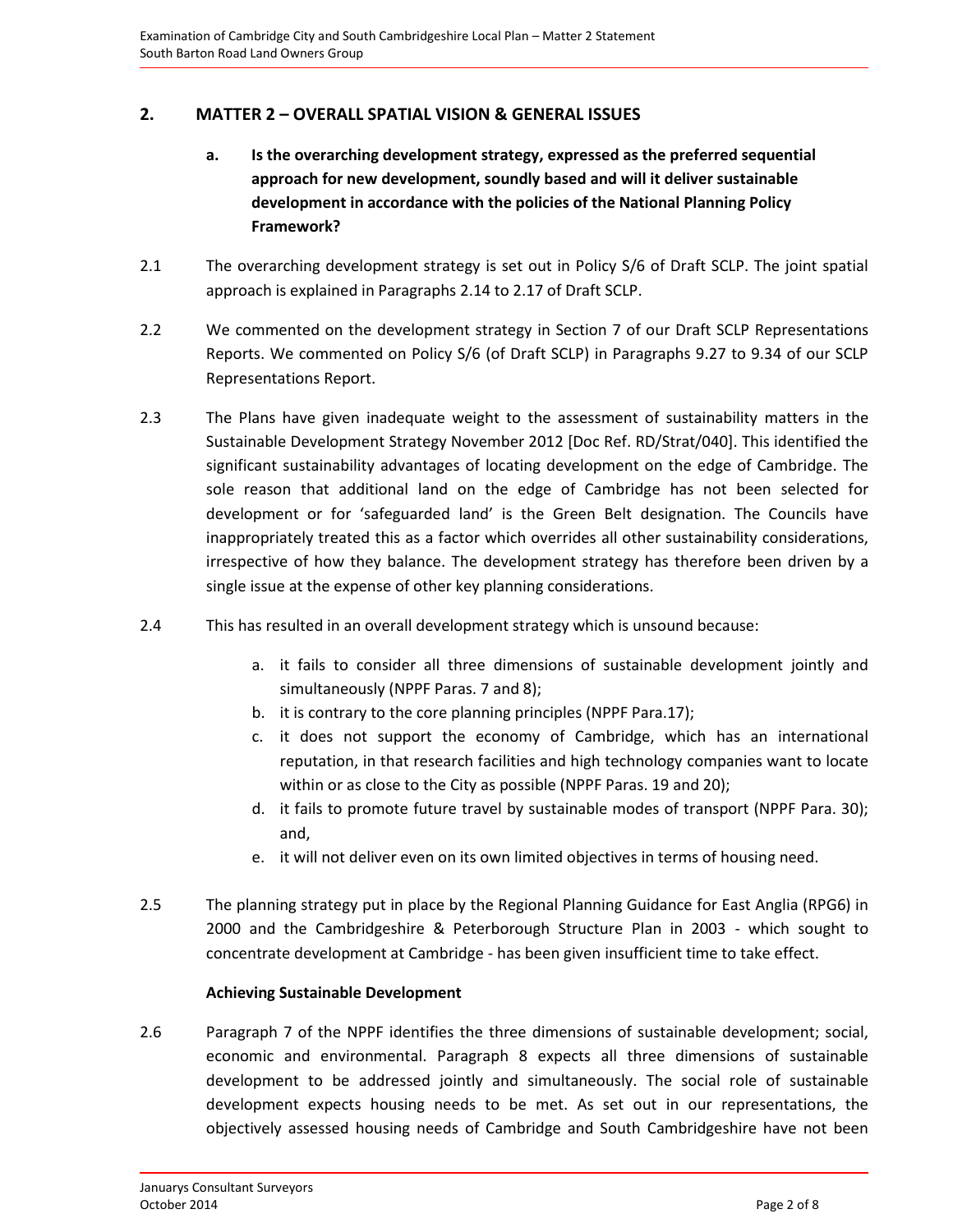## 2. MATTER 2 – OVERALL SPATIAL VISION & GENERAL ISSUES

**a. Is the overarching development strategy, expressed as the preferred sequential approach for new development, soundly based and will it deliver sustainable development in accordance with the policies of the National Planning Policy Framework?**

2.1 The overarching development strategy is set out in Policy S/6 of Draft SCLP. The joint spatial approach is explained in Paragraphs 2.14 to 2.17 of Draft SCLP.

2.2 We commented on the development strategy in Section 7 of our Draft SCLP Representations Reports. We commented on Policy S/6 (of Draft SCLP) in Paragraphs 9.27 to 9.34 of our SCLP Representations Report.

2.3 The Plans have given inadequate weight to the assessment of sustainability matters in the Sustainable Development Strategy November 2012 [Doc Ref. RD/Strat/040]. This identified the significant sustainability advantages of locating development on the edge of Cambridge. The sole reason that additional land on the edge of Cambridge has not been selected for development or for 'safeguarded land' is the Green Belt designation. The Councils have inappropriately treated this as a factor which overrides all other sustainability considerations, irrespective of how they balance. The development strategy has therefore been driven by a single issue at the expense of other key planning considerations.

2.4 This has resulted in an overall development strategy which is unsound because:

a. it fails to consider all three dimensions of sustainable development jointly and simultaneously (NPPF Paras. 7 and 8);
b. it is contrary to the core planning principles (NPPF Para.17);
c. it does not support the economy of Cambridge, which has an international reputation, in that research facilities and high technology companies want to locate within or as close to the City as possible (NPPF Paras. 19 and 20);
d. it fails to promote future travel by sustainable modes of transport (NPPF Para. 30); and,
e. it will not deliver even on its own limited objectives in terms of housing need.

2.5 The planning strategy put in place by the Regional Planning Guidance for East Anglia (RPG6) in 2000 and the Cambridgeshire & Peterborough Structure Plan in 2003 - which sought to concentrate development at Cambridge - has been given insufficient time to take effect.

**Achieving Sustainable Development**

2.6 Paragraph 7 of the NPPF identifies the three dimensions of sustainable development; social, economic and environmental. Paragraph 8 expects all three dimensions of sustainable development to be addressed jointly and simultaneously. The social role of sustainable development expects housing needs to be met. As set out in our representations, the objectively assessed housing needs of Cambridge and South Cambridgeshire have not been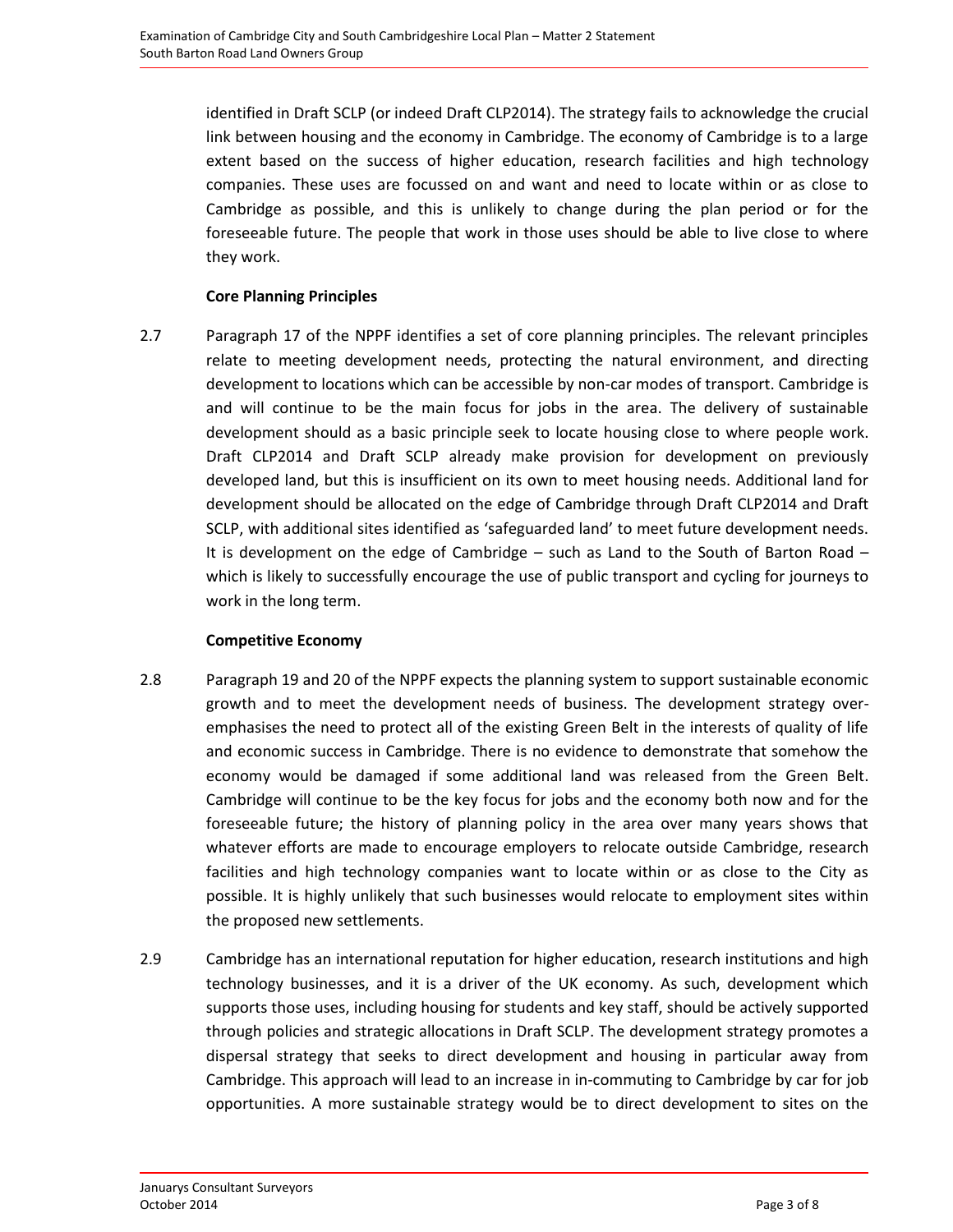identified in Draft SCLP (or indeed Draft CLP2014). The strategy fails to acknowledge the crucial link between housing and the economy in Cambridge. The economy of Cambridge is to a large extent based on the success of higher education, research facilities and high technology companies. These uses are focussed on and want and need to locate within or as close to Cambridge as possible, and this is unlikely to change during the plan period or for the foreseeable future. The people that work in those uses should be able to live close to where they work.

**Core Planning Principles**

2.7 Paragraph 17 of the NPPF identifies a set of core planning principles. The relevant principles relate to meeting development needs, protecting the natural environment, and directing development to locations which can be accessible by non-car modes of transport. Cambridge is and will continue to be the main focus for jobs in the area. The delivery of sustainable development should as a basic principle seek to locate housing close to where people work. Draft CLP2014 and Draft SCLP already make provision for development on previously developed land, but this is insufficient on its own to meet housing needs. Additional land for development should be allocated on the edge of Cambridge through Draft CLP2014 and Draft SCLP, with additional sites identified as 'safeguarded land' to meet future development needs. It is development on the edge of Cambridge – such as Land to the South of Barton Road – which is likely to successfully encourage the use of public transport and cycling for journeys to work in the long term.

**Competitive Economy**

2.8 Paragraph 19 and 20 of the NPPF expects the planning system to support sustainable economic growth and to meet the development needs of business. The development strategy over-emphasises the need to protect all of the existing Green Belt in the interests of quality of life and economic success in Cambridge. There is no evidence to demonstrate that somehow the economy would be damaged if some additional land was released from the Green Belt. Cambridge will continue to be the key focus for jobs and the economy both now and for the foreseeable future; the history of planning policy in the area over many years shows that whatever efforts are made to encourage employers to relocate outside Cambridge, research facilities and high technology companies want to locate within or as close to the City as possible. It is highly unlikely that such businesses would relocate to employment sites within the proposed new settlements.

2.9 Cambridge has an international reputation for higher education, research institutions and high technology businesses, and it is a driver of the UK economy. As such, development which supports those uses, including housing for students and key staff, should be actively supported through policies and strategic allocations in Draft SCLP. The development strategy promotes a dispersal strategy that seeks to direct development and housing in particular away from Cambridge. This approach will lead to an increase in in-commuting to Cambridge by car for job opportunities. A more sustainable strategy would be to direct development to sites on the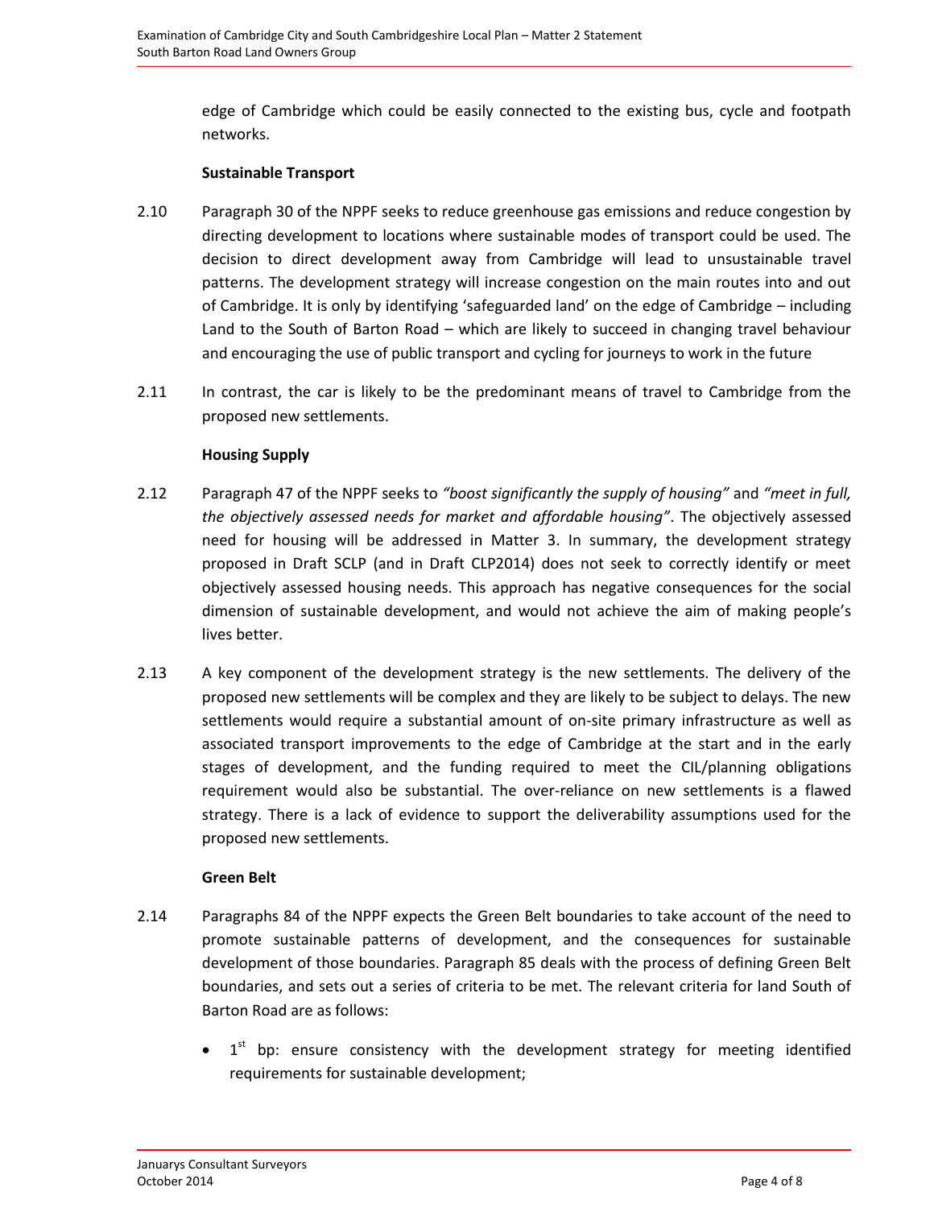edge of Cambridge which could be easily connected to the existing bus, cycle and footpath networks.

**Sustainable Transport**

2.10 Paragraph 30 of the NPPF seeks to reduce greenhouse gas emissions and reduce congestion by directing development to locations where sustainable modes of transport could be used. The decision to direct development away from Cambridge will lead to unsustainable travel patterns. The development strategy will increase congestion on the main routes into and out of Cambridge. It is only by identifying 'safeguarded land' on the edge of Cambridge – including Land to the South of Barton Road – which are likely to succeed in changing travel behaviour and encouraging the use of public transport and cycling for journeys to work in the future

2.11 In contrast, the car is likely to be the predominant means of travel to Cambridge from the proposed new settlements.

**Housing Supply**

2.12 Paragraph 47 of the NPPF seeks to *"boost significantly the supply of housing"* and *"meet in full, the objectively assessed needs for market and affordable housing"*. The objectively assessed need for housing will be addressed in Matter 3. In summary, the development strategy proposed in Draft SCLP (and in Draft CLP2014) does not seek to correctly identify or meet objectively assessed housing needs. This approach has negative consequences for the social dimension of sustainable development, and would not achieve the aim of making people's lives better.

2.13 A key component of the development strategy is the new settlements. The delivery of the proposed new settlements will be complex and they are likely to be subject to delays. The new settlements would require a substantial amount of on-site primary infrastructure as well as associated transport improvements to the edge of Cambridge at the start and in the early stages of development, and the funding required to meet the CIL/planning obligations requirement would also be substantial. The over-reliance on new settlements is a flawed strategy. There is a lack of evidence to support the deliverability assumptions used for the proposed new settlements.

**Green Belt**

2.14 Paragraphs 84 of the NPPF expects the Green Belt boundaries to take account of the need to promote sustainable patterns of development, and the consequences for sustainable development of those boundaries. Paragraph 85 deals with the process of defining Green Belt boundaries, and sets out a series of criteria to be met. The relevant criteria for land South of Barton Road are as follows:

- 1st bp: ensure consistency with the development strategy for meeting identified requirements for sustainable development;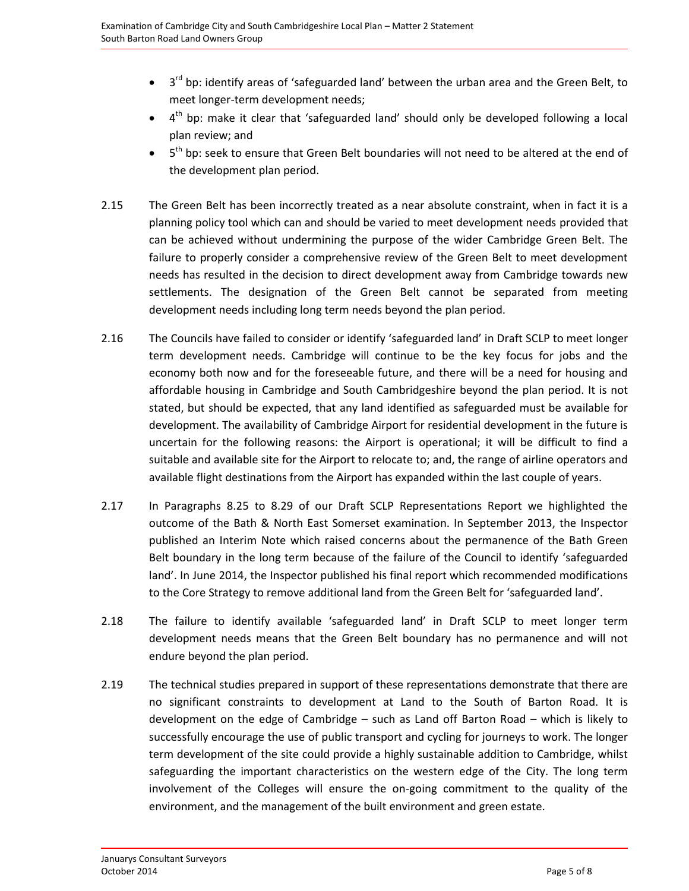- 3rd bp: identify areas of 'safeguarded land' between the urban area and the Green Belt, to meet longer-term development needs;
- 4th bp: make it clear that 'safeguarded land' should only be developed following a local plan review; and
- 5th bp: seek to ensure that Green Belt boundaries will not need to be altered at the end of the development plan period.

2.15 The Green Belt has been incorrectly treated as a near absolute constraint, when in fact it is a planning policy tool which can and should be varied to meet development needs provided that can be achieved without undermining the purpose of the wider Cambridge Green Belt. The failure to properly consider a comprehensive review of the Green Belt to meet development needs has resulted in the decision to direct development away from Cambridge towards new settlements. The designation of the Green Belt cannot be separated from meeting development needs including long term needs beyond the plan period.

2.16 The Councils have failed to consider or identify 'safeguarded land' in Draft SCLP to meet longer term development needs. Cambridge will continue to be the key focus for jobs and the economy both now and for the foreseeable future, and there will be a need for housing and affordable housing in Cambridge and South Cambridgeshire beyond the plan period. It is not stated, but should be expected, that any land identified as safeguarded must be available for development. The availability of Cambridge Airport for residential development in the future is uncertain for the following reasons: the Airport is operational; it will be difficult to find a suitable and available site for the Airport to relocate to; and, the range of airline operators and available flight destinations from the Airport has expanded within the last couple of years.

2.17 In Paragraphs 8.25 to 8.29 of our Draft SCLP Representations Report we highlighted the outcome of the Bath & North East Somerset examination. In September 2013, the Inspector published an Interim Note which raised concerns about the permanence of the Bath Green Belt boundary in the long term because of the failure of the Council to identify 'safeguarded land'. In June 2014, the Inspector published his final report which recommended modifications to the Core Strategy to remove additional land from the Green Belt for 'safeguarded land'.

2.18 The failure to identify available 'safeguarded land' in Draft SCLP to meet longer term development needs means that the Green Belt boundary has no permanence and will not endure beyond the plan period.

2.19 The technical studies prepared in support of these representations demonstrate that there are no significant constraints to development at Land to the South of Barton Road. It is development on the edge of Cambridge – such as Land off Barton Road – which is likely to successfully encourage the use of public transport and cycling for journeys to work. The longer term development of the site could provide a highly sustainable addition to Cambridge, whilst safeguarding the important characteristics on the western edge of the City. The long term involvement of the Colleges will ensure the on-going commitment to the quality of the environment, and the management of the built environment and green estate.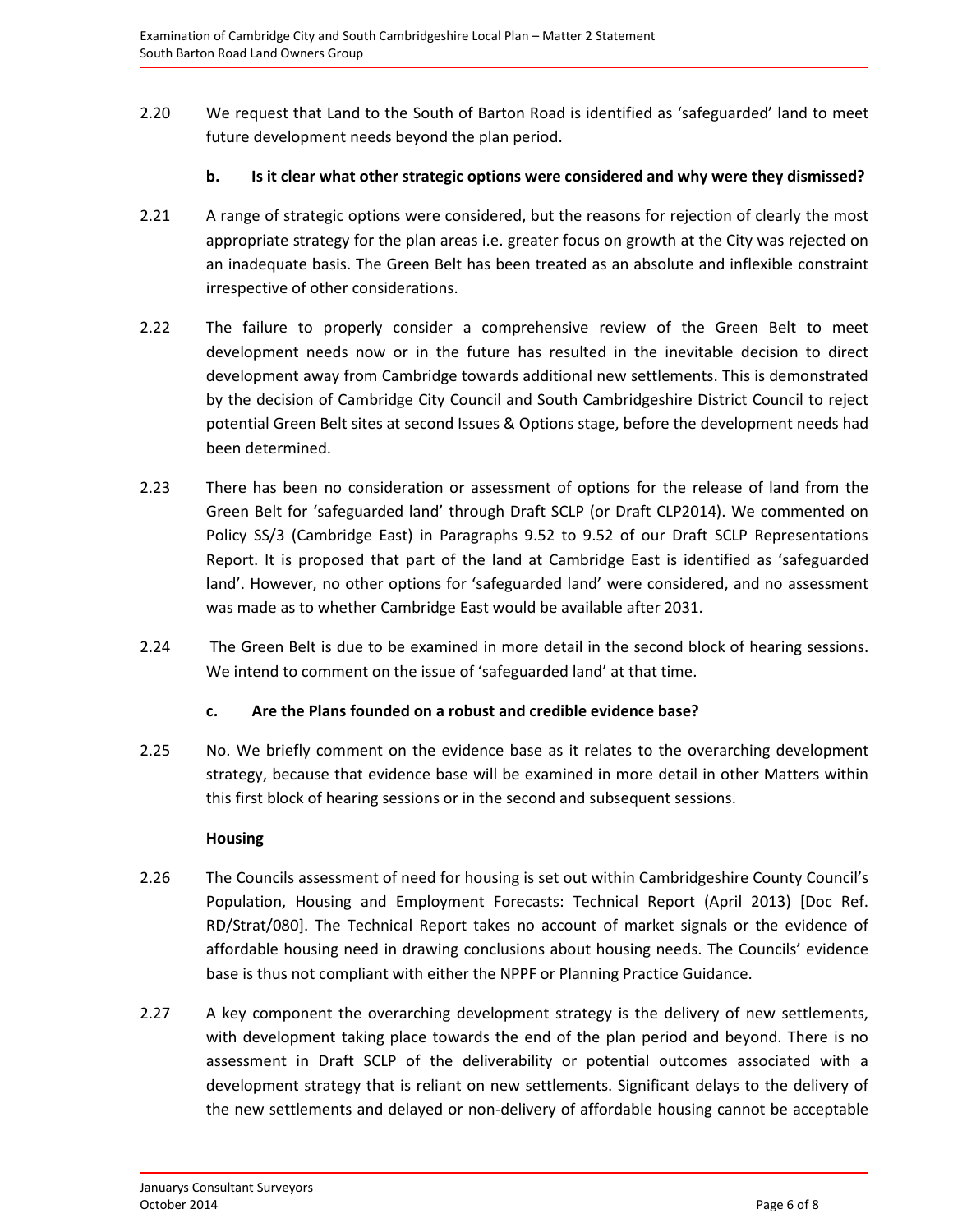2.20 We request that Land to the South of Barton Road is identified as 'safeguarded' land to meet future development needs beyond the plan period.

**b. Is it clear what other strategic options were considered and why were they dismissed?**

2.21 A range of strategic options were considered, but the reasons for rejection of clearly the most appropriate strategy for the plan areas i.e. greater focus on growth at the City was rejected on an inadequate basis. The Green Belt has been treated as an absolute and inflexible constraint irrespective of other considerations.

2.22 The failure to properly consider a comprehensive review of the Green Belt to meet development needs now or in the future has resulted in the inevitable decision to direct development away from Cambridge towards additional new settlements. This is demonstrated by the decision of Cambridge City Council and South Cambridgeshire District Council to reject potential Green Belt sites at second Issues & Options stage, before the development needs had been determined.

2.23 There has been no consideration or assessment of options for the release of land from the Green Belt for 'safeguarded land' through Draft SCLP (or Draft CLP2014). We commented on Policy SS/3 (Cambridge East) in Paragraphs 9.52 to 9.52 of our Draft SCLP Representations Report. It is proposed that part of the land at Cambridge East is identified as 'safeguarded land'. However, no other options for 'safeguarded land' were considered, and no assessment was made as to whether Cambridge East would be available after 2031.

2.24 The Green Belt is due to be examined in more detail in the second block of hearing sessions. We intend to comment on the issue of 'safeguarded land' at that time.

**c. Are the Plans founded on a robust and credible evidence base?**

2.25 No. We briefly comment on the evidence base as it relates to the overarching development strategy, because that evidence base will be examined in more detail in other Matters within this first block of hearing sessions or in the second and subsequent sessions.

**Housing**

2.26 The Councils assessment of need for housing is set out within Cambridgeshire County Council's Population, Housing and Employment Forecasts: Technical Report (April 2013) [Doc Ref. RD/Strat/080]. The Technical Report takes no account of market signals or the evidence of affordable housing need in drawing conclusions about housing needs. The Councils' evidence base is thus not compliant with either the NPPF or Planning Practice Guidance.

2.27 A key component the overarching development strategy is the delivery of new settlements, with development taking place towards the end of the plan period and beyond. There is no assessment in Draft SCLP of the deliverability or potential outcomes associated with a development strategy that is reliant on new settlements. Significant delays to the delivery of the new settlements and delayed or non-delivery of affordable housing cannot be acceptable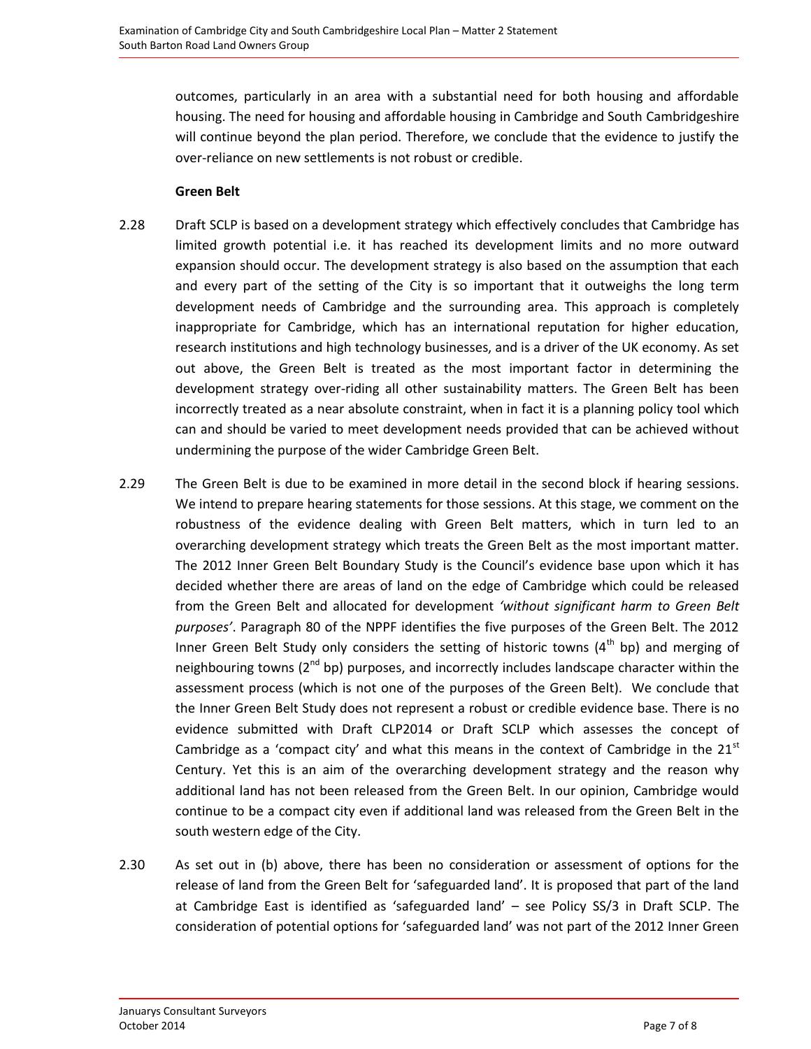outcomes, particularly in an area with a substantial need for both housing and affordable housing. The need for housing and affordable housing in Cambridge and South Cambridgeshire will continue beyond the plan period. Therefore, we conclude that the evidence to justify the over-reliance on new settlements is not robust or credible.

**Green Belt**

2.28 Draft SCLP is based on a development strategy which effectively concludes that Cambridge has limited growth potential i.e. it has reached its development limits and no more outward expansion should occur. The development strategy is also based on the assumption that each and every part of the setting of the City is so important that it outweighs the long term development needs of Cambridge and the surrounding area. This approach is completely inappropriate for Cambridge, which has an international reputation for higher education, research institutions and high technology businesses, and is a driver of the UK economy. As set out above, the Green Belt is treated as the most important factor in determining the development strategy over-riding all other sustainability matters. The Green Belt has been incorrectly treated as a near absolute constraint, when in fact it is a planning policy tool which can and should be varied to meet development needs provided that can be achieved without undermining the purpose of the wider Cambridge Green Belt.

2.29 The Green Belt is due to be examined in more detail in the second block if hearing sessions. We intend to prepare hearing statements for those sessions. At this stage, we comment on the robustness of the evidence dealing with Green Belt matters, which in turn led to an overarching development strategy which treats the Green Belt as the most important matter. The 2012 Inner Green Belt Boundary Study is the Council's evidence base upon which it has decided whether there are areas of land on the edge of Cambridge which could be released from the Green Belt and allocated for development *'without significant harm to Green Belt purposes'*. Paragraph 80 of the NPPF identifies the five purposes of the Green Belt. The 2012 Inner Green Belt Study only considers the setting of historic towns (4th bp) and merging of neighbouring towns (2nd bp) purposes, and incorrectly includes landscape character within the assessment process (which is not one of the purposes of the Green Belt). We conclude that the Inner Green Belt Study does not represent a robust or credible evidence base. There is no evidence submitted with Draft CLP2014 or Draft SCLP which assesses the concept of Cambridge as a 'compact city' and what this means in the context of Cambridge in the 21st Century. Yet this is an aim of the overarching development strategy and the reason why additional land has not been released from the Green Belt. In our opinion, Cambridge would continue to be a compact city even if additional land was released from the Green Belt in the south western edge of the City.

2.30 As set out in (b) above, there has been no consideration or assessment of options for the release of land from the Green Belt for 'safeguarded land'. It is proposed that part of the land at Cambridge East is identified as 'safeguarded land' – see Policy SS/3 in Draft SCLP. The consideration of potential options for 'safeguarded land' was not part of the 2012 Inner Green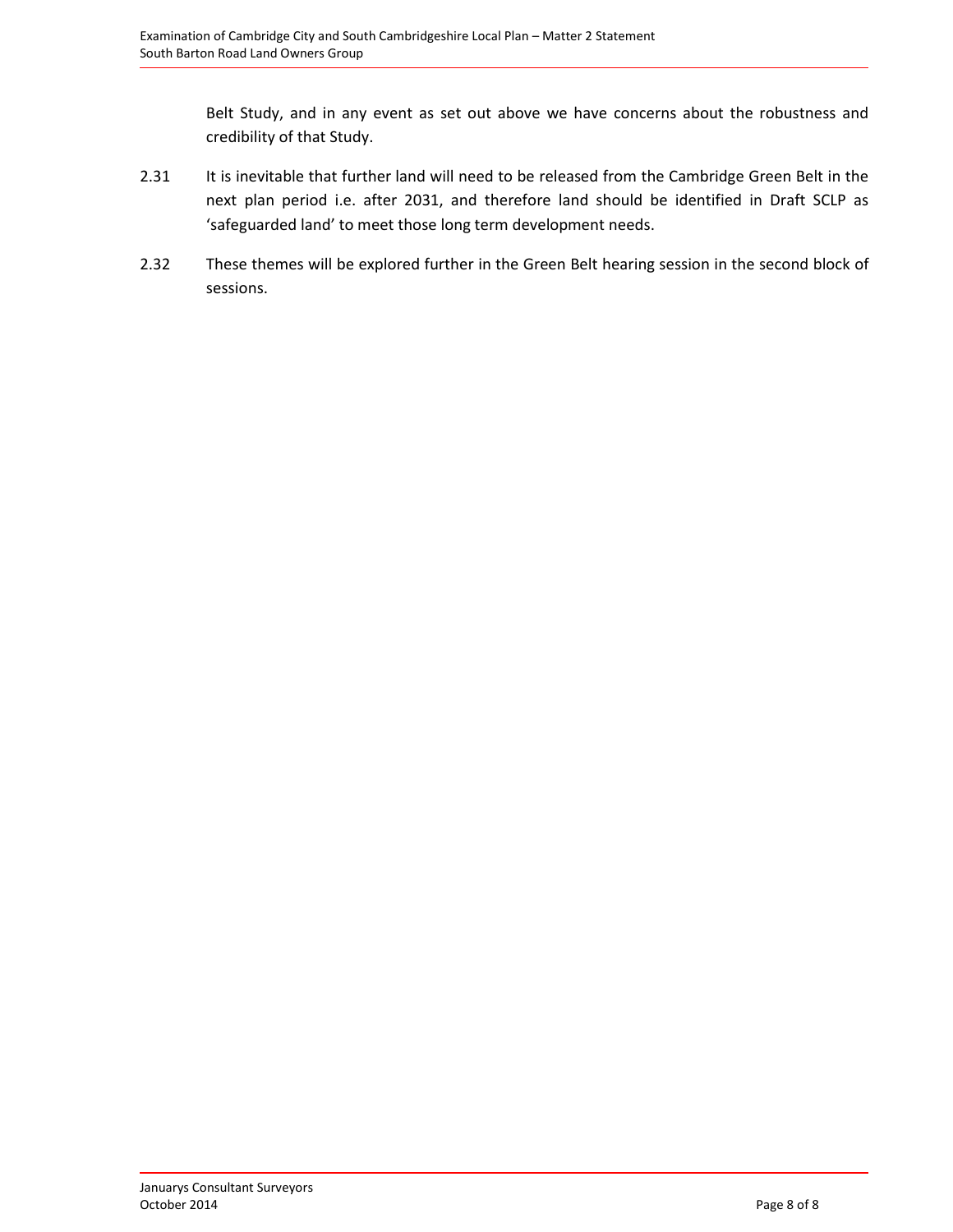Belt Study, and in any event as set out above we have concerns about the robustness and credibility of that Study.

2.31 It is inevitable that further land will need to be released from the Cambridge Green Belt in the next plan period i.e. after 2031, and therefore land should be identified in Draft SCLP as 'safeguarded land' to meet those long term development needs.

2.32 These themes will be explored further in the Green Belt hearing session in the second block of sessions.